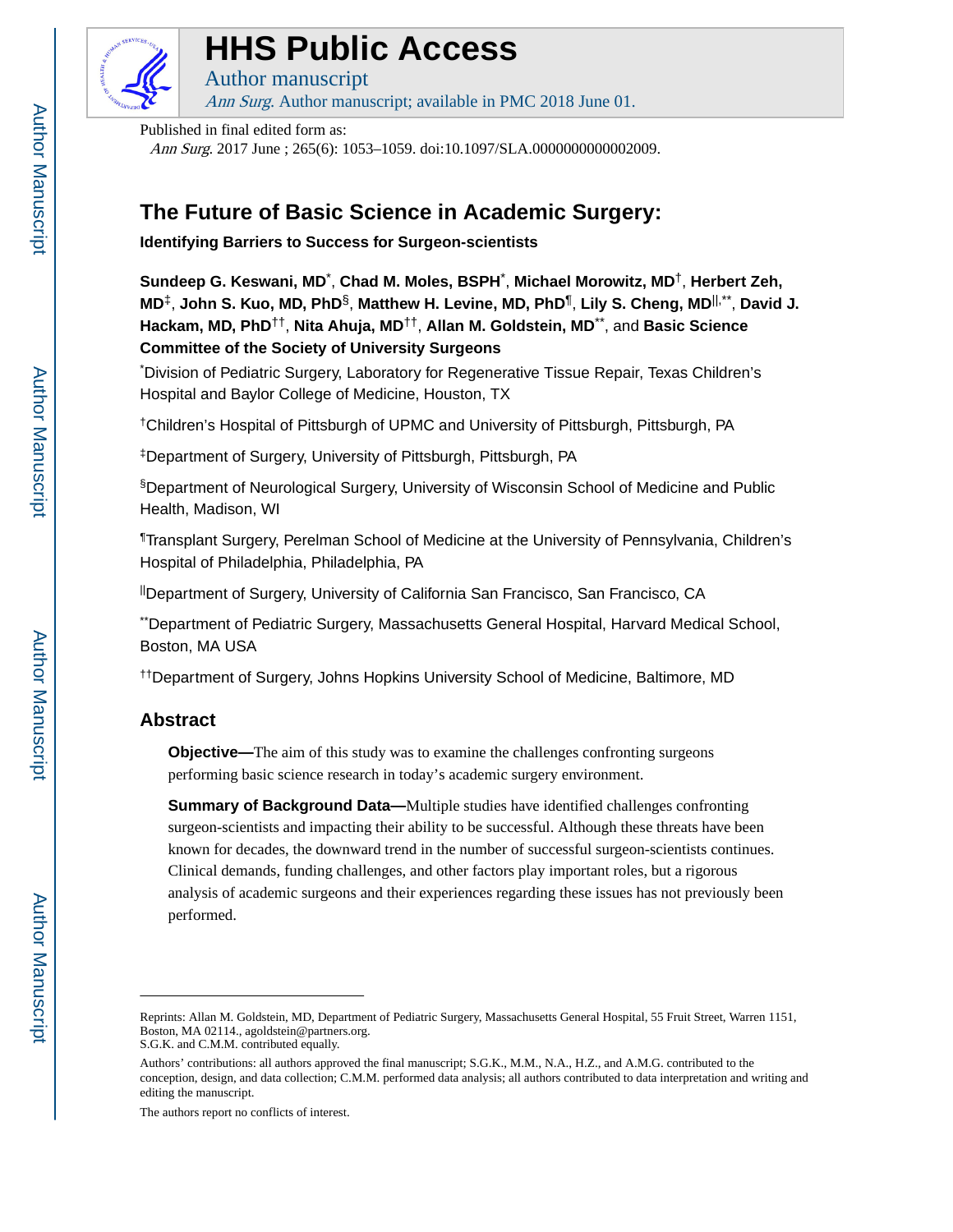# The Future of Basic Science in Academic Surgery:

### Identifying Barriers to Success for Surgeon-scientists

**Sundeep G. Keswani, MD**[*], **Chad M. Moles, BSPH**[*], **Michael Morowitz, MD**[†], **Herbert Zeh, MD**[‡], **John S. Kuo, MD, PhD**[§], **Matthew H. Levine, MD, PhD**[¶], **Lily S. Cheng, MD**[||,**], **David J. Hackam, MD, PhD**[††], **Nita Ahuja, MD**[††], **Allan M. Goldstein, MD**[**], and **Basic Science Committee of the Society of University Surgeons**

[*]Division of Pediatric Surgery, Laboratory for Regenerative Tissue Repair, Texas Children's Hospital and Baylor College of Medicine, Houston, TX

[†]Children's Hospital of Pittsburgh of UPMC and University of Pittsburgh, Pittsburgh, PA

[‡]Department of Surgery, University of Pittsburgh, Pittsburgh, PA

[§]Department of Neurological Surgery, University of Wisconsin School of Medicine and Public Health, Madison, WI

[¶]Transplant Surgery, Perelman School of Medicine at the University of Pennsylvania, Children's Hospital of Philadelphia, Philadelphia, PA

[||]Department of Surgery, University of California San Francisco, San Francisco, CA

[**]Department of Pediatric Surgery, Massachusetts General Hospital, Harvard Medical School, Boston, MA USA

[††]Department of Surgery, Johns Hopkins University School of Medicine, Baltimore, MD

## Abstract

**Objective—**The aim of this study was to examine the challenges confronting surgeons performing basic science research in today's academic surgery environment.

**Summary of Background Data—**Multiple studies have identified challenges confronting surgeon-scientists and impacting their ability to be successful. Although these threats have been known for decades, the downward trend in the number of successful surgeon-scientists continues. Clinical demands, funding challenges, and other factors play important roles, but a rigorous analysis of academic surgeons and their experiences regarding these issues has not previously been performed.

---

Reprints: Allan M. Goldstein, MD, Department of Pediatric Surgery, Massachusetts General Hospital, 55 Fruit Street, Warren 1151, Boston, MA 02114., agoldstein@partners.org.
S.G.K. and C.M.M. contributed equally.

Authors' contributions: all authors approved the final manuscript; S.G.K., M.M., N.A., H.Z., and A.M.G. contributed to the conception, design, and data collection; C.M.M. performed data analysis; all authors contributed to data interpretation and writing and editing the manuscript.

The authors report no conflicts of interest.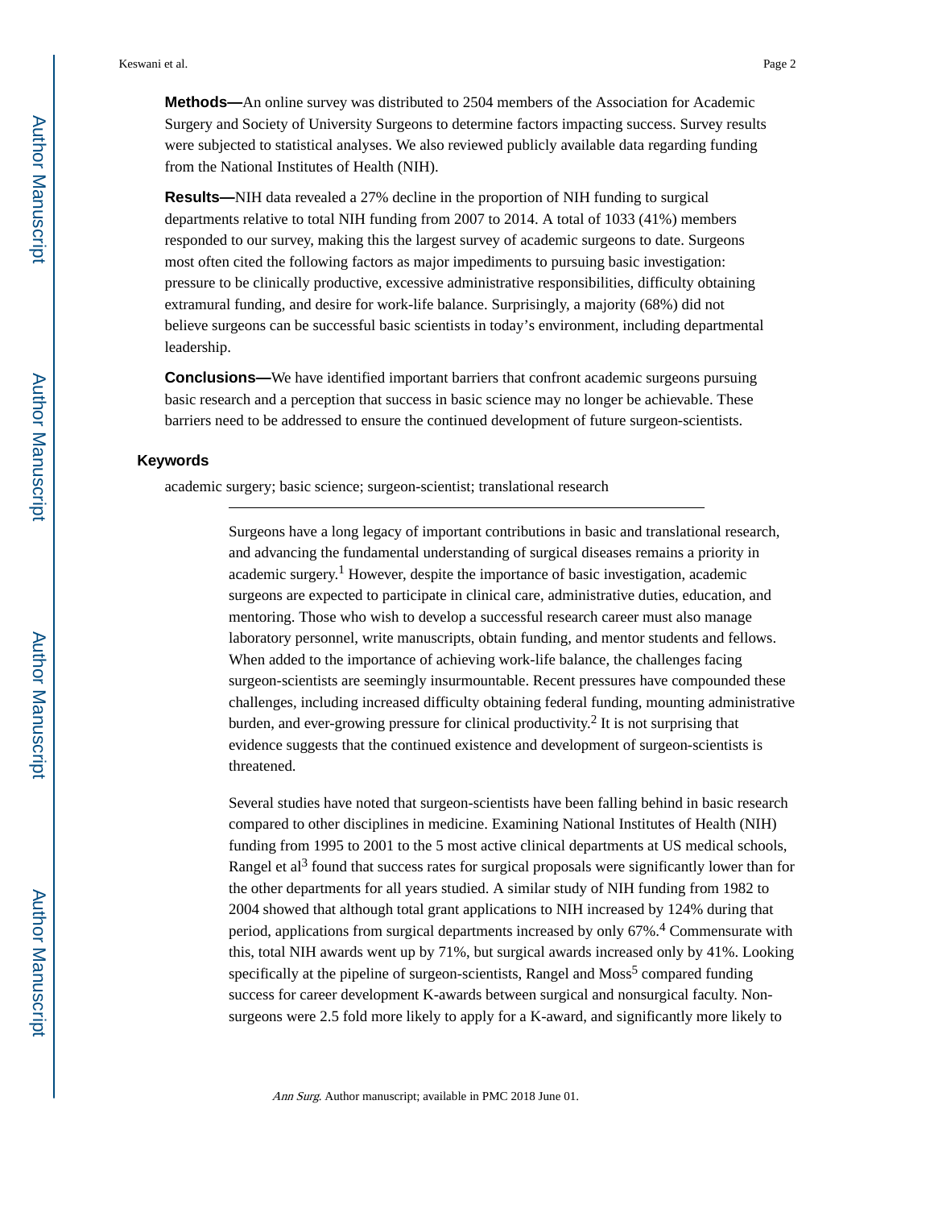**Methods—**An online survey was distributed to 2504 members of the Association for Academic Surgery and Society of University Surgeons to determine factors impacting success. Survey results were subjected to statistical analyses. We also reviewed publicly available data regarding funding from the National Institutes of Health (NIH).

**Results—**NIH data revealed a 27% decline in the proportion of NIH funding to surgical departments relative to total NIH funding from 2007 to 2014. A total of 1033 (41%) members responded to our survey, making this the largest survey of academic surgeons to date. Surgeons most often cited the following factors as major impediments to pursuing basic investigation: pressure to be clinically productive, excessive administrative responsibilities, difficulty obtaining extramural funding, and desire for work-life balance. Surprisingly, a majority (68%) did not believe surgeons can be successful basic scientists in today's environment, including departmental leadership.

**Conclusions—**We have identified important barriers that confront academic surgeons pursuing basic research and a perception that success in basic science may no longer be achievable. These barriers need to be addressed to ensure the continued development of future surgeon-scientists.

### Keywords

academic surgery; basic science; surgeon-scientist; translational research

---

Surgeons have a long legacy of important contributions in basic and translational research, and advancing the fundamental understanding of surgical diseases remains a priority in academic surgery.[1] However, despite the importance of basic investigation, academic surgeons are expected to participate in clinical care, administrative duties, education, and mentoring. Those who wish to develop a successful research career must also manage laboratory personnel, write manuscripts, obtain funding, and mentor students and fellows. When added to the importance of achieving work-life balance, the challenges facing surgeon-scientists are seemingly insurmountable. Recent pressures have compounded these challenges, including increased difficulty obtaining federal funding, mounting administrative burden, and ever-growing pressure for clinical productivity.[2] It is not surprising that evidence suggests that the continued existence and development of surgeon-scientists is threatened.

Several studies have noted that surgeon-scientists have been falling behind in basic research compared to other disciplines in medicine. Examining National Institutes of Health (NIH) funding from 1995 to 2001 to the 5 most active clinical departments at US medical schools, Rangel et al[3] found that success rates for surgical proposals were significantly lower than for the other departments for all years studied. A similar study of NIH funding from 1982 to 2004 showed that although total grant applications to NIH increased by 124% during that period, applications from surgical departments increased by only 67%.[4] Commensurate with this, total NIH awards went up by 71%, but surgical awards increased only by 41%. Looking specifically at the pipeline of surgeon-scientists, Rangel and Moss[5] compared funding success for career development K-awards between surgical and nonsurgical faculty. Non-surgeons were 2.5 fold more likely to apply for a K-award, and significantly more likely to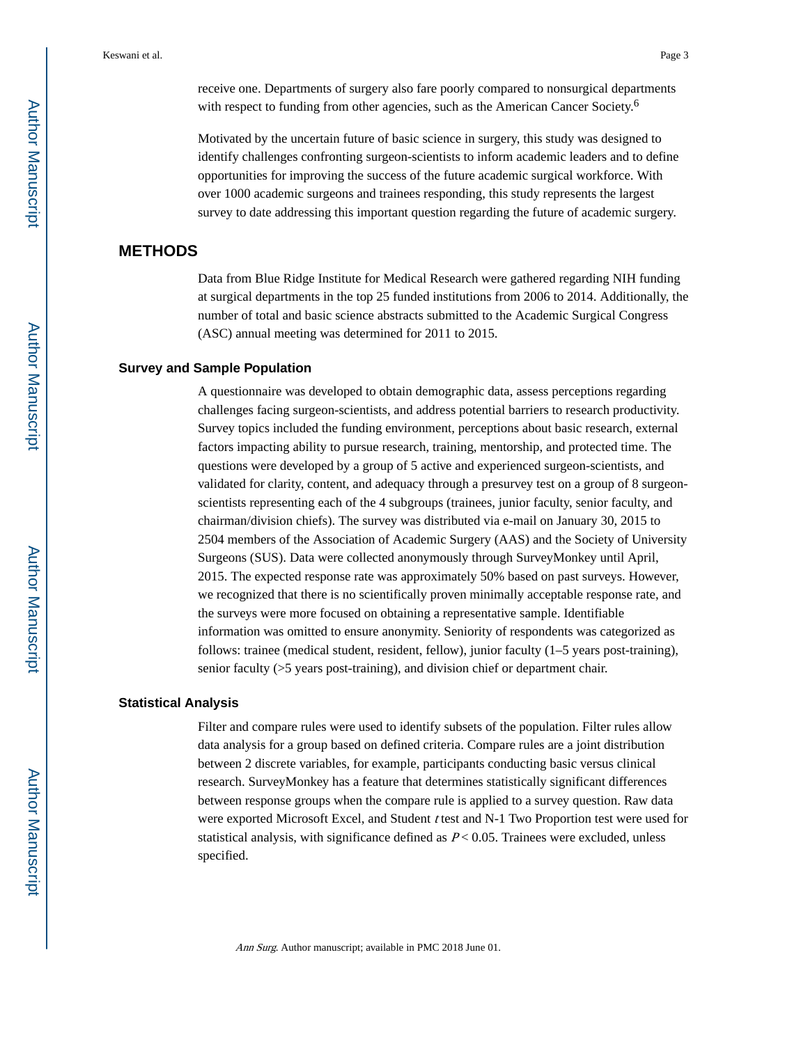receive one. Departments of surgery also fare poorly compared to nonsurgical departments with respect to funding from other agencies, such as the American Cancer Society.[6]

Motivated by the uncertain future of basic science in surgery, this study was designed to identify challenges confronting surgeon-scientists to inform academic leaders and to define opportunities for improving the success of the future academic surgical workforce. With over 1000 academic surgeons and trainees responding, this study represents the largest survey to date addressing this important question regarding the future of academic surgery.

## METHODS

Data from Blue Ridge Institute for Medical Research were gathered regarding NIH funding at surgical departments in the top 25 funded institutions from 2006 to 2014. Additionally, the number of total and basic science abstracts submitted to the Academic Surgical Congress (ASC) annual meeting was determined for 2011 to 2015.

### Survey and Sample Population

A questionnaire was developed to obtain demographic data, assess perceptions regarding challenges facing surgeon-scientists, and address potential barriers to research productivity. Survey topics included the funding environment, perceptions about basic research, external factors impacting ability to pursue research, training, mentorship, and protected time. The questions were developed by a group of 5 active and experienced surgeon-scientists, and validated for clarity, content, and adequacy through a presurvey test on a group of 8 surgeon-scientists representing each of the 4 subgroups (trainees, junior faculty, senior faculty, and chairman/division chiefs). The survey was distributed via e-mail on January 30, 2015 to 2504 members of the Association of Academic Surgery (AAS) and the Society of University Surgeons (SUS). Data were collected anonymously through SurveyMonkey until April, 2015. The expected response rate was approximately 50% based on past surveys. However, we recognized that there is no scientifically proven minimally acceptable response rate, and the surveys were more focused on obtaining a representative sample. Identifiable information was omitted to ensure anonymity. Seniority of respondents was categorized as follows: trainee (medical student, resident, fellow), junior faculty (1–5 years post-training), senior faculty (>5 years post-training), and division chief or department chair.

### Statistical Analysis

Filter and compare rules were used to identify subsets of the population. Filter rules allow data analysis for a group based on defined criteria. Compare rules are a joint distribution between 2 discrete variables, for example, participants conducting basic versus clinical research. SurveyMonkey has a feature that determines statistically significant differences between response groups when the compare rule is applied to a survey question. Raw data were exported Microsoft Excel, and Student *t* test and N-1 Two Proportion test were used for statistical analysis, with significance defined as $P < 0.05$. Trainees were excluded, unless specified.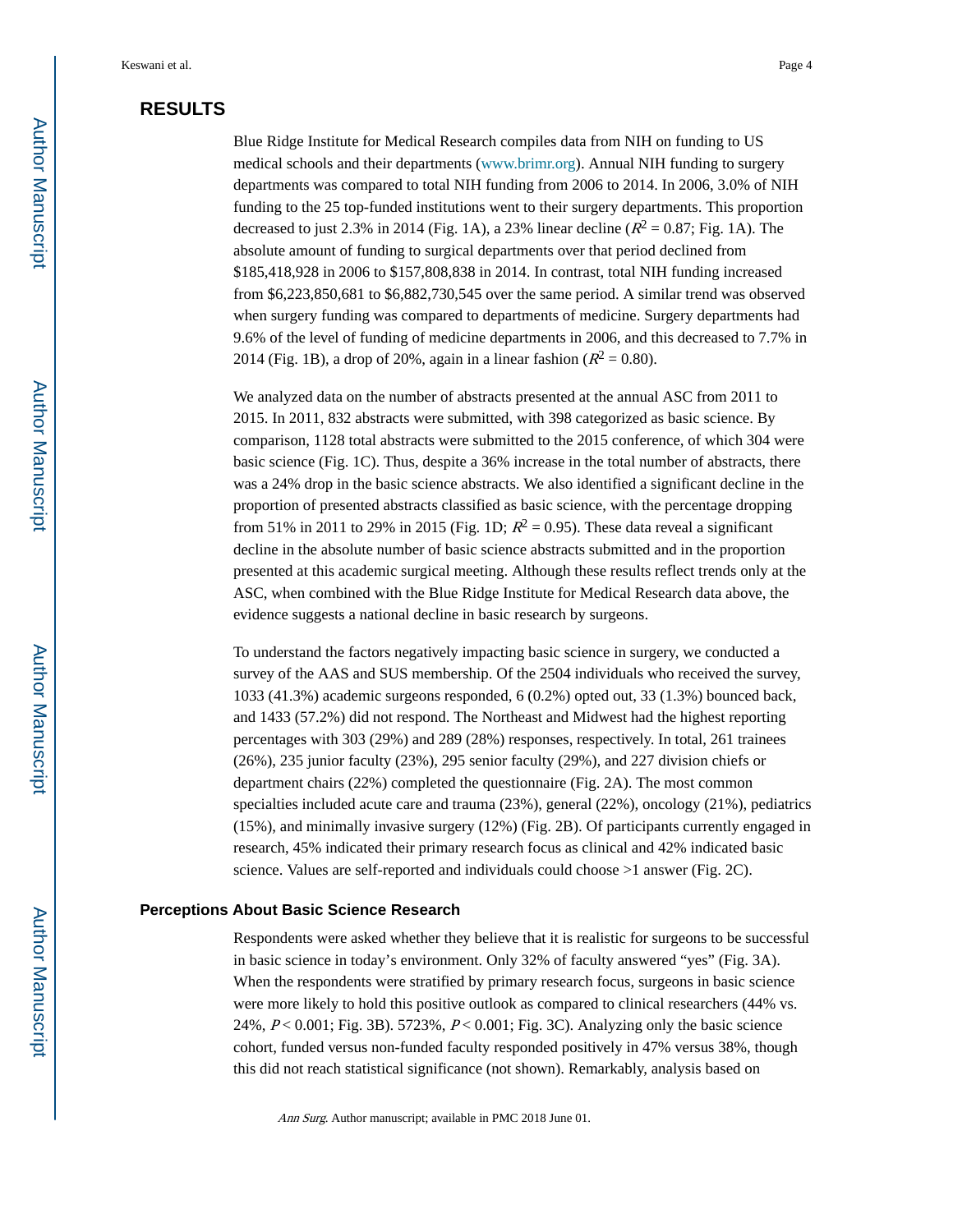## RESULTS

Blue Ridge Institute for Medical Research compiles data from NIH on funding to US medical schools and their departments (www.brimr.org). Annual NIH funding to surgery departments was compared to total NIH funding from 2006 to 2014. In 2006, 3.0% of NIH funding to the 25 top-funded institutions went to their surgery departments. This proportion decreased to just 2.3% in 2014 (Fig. 1A), a 23% linear decline ($R^2 = 0.87$; Fig. 1A). The absolute amount of funding to surgical departments over that period declined from $185,418,928 in 2006 to $157,808,838 in 2014. In contrast, total NIH funding increased from $6,223,850,681 to $6,882,730,545 over the same period. A similar trend was observed when surgery funding was compared to departments of medicine. Surgery departments had 9.6% of the level of funding of medicine departments in 2006, and this decreased to 7.7% in 2014 (Fig. 1B), a drop of 20%, again in a linear fashion ($R^2 = 0.80$).

We analyzed data on the number of abstracts presented at the annual ASC from 2011 to 2015. In 2011, 832 abstracts were submitted, with 398 categorized as basic science. By comparison, 1128 total abstracts were submitted to the 2015 conference, of which 304 were basic science (Fig. 1C). Thus, despite a 36% increase in the total number of abstracts, there was a 24% drop in the basic science abstracts. We also identified a significant decline in the proportion of presented abstracts classified as basic science, with the percentage dropping from 51% in 2011 to 29% in 2015 (Fig. 1D; $R^2 = 0.95$). These data reveal a significant decline in the absolute number of basic science abstracts submitted and in the proportion presented at this academic surgical meeting. Although these results reflect trends only at the ASC, when combined with the Blue Ridge Institute for Medical Research data above, the evidence suggests a national decline in basic research by surgeons.

To understand the factors negatively impacting basic science in surgery, we conducted a survey of the AAS and SUS membership. Of the 2504 individuals who received the survey, 1033 (41.3%) academic surgeons responded, 6 (0.2%) opted out, 33 (1.3%) bounced back, and 1433 (57.2%) did not respond. The Northeast and Midwest had the highest reporting percentages with 303 (29%) and 289 (28%) responses, respectively. In total, 261 trainees (26%), 235 junior faculty (23%), 295 senior faculty (29%), and 227 division chiefs or department chairs (22%) completed the questionnaire (Fig. 2A). The most common specialties included acute care and trauma (23%), general (22%), oncology (21%), pediatrics (15%), and minimally invasive surgery (12%) (Fig. 2B). Of participants currently engaged in research, 45% indicated their primary research focus as clinical and 42% indicated basic science. Values are self-reported and individuals could choose >1 answer (Fig. 2C).

### Perceptions About Basic Science Research

Respondents were asked whether they believe that it is realistic for surgeons to be successful in basic science in today's environment. Only 32% of faculty answered "yes" (Fig. 3A). When the respondents were stratified by primary research focus, surgeons in basic science were more likely to hold this positive outlook as compared to clinical researchers (44% vs. 24%, $P < 0.001$; Fig. 3B). 5723%, $P < 0.001$; Fig. 3C). Analyzing only the basic science cohort, funded versus non-funded faculty responded positively in 47% versus 38%, though this did not reach statistical significance (not shown). Remarkably, analysis based on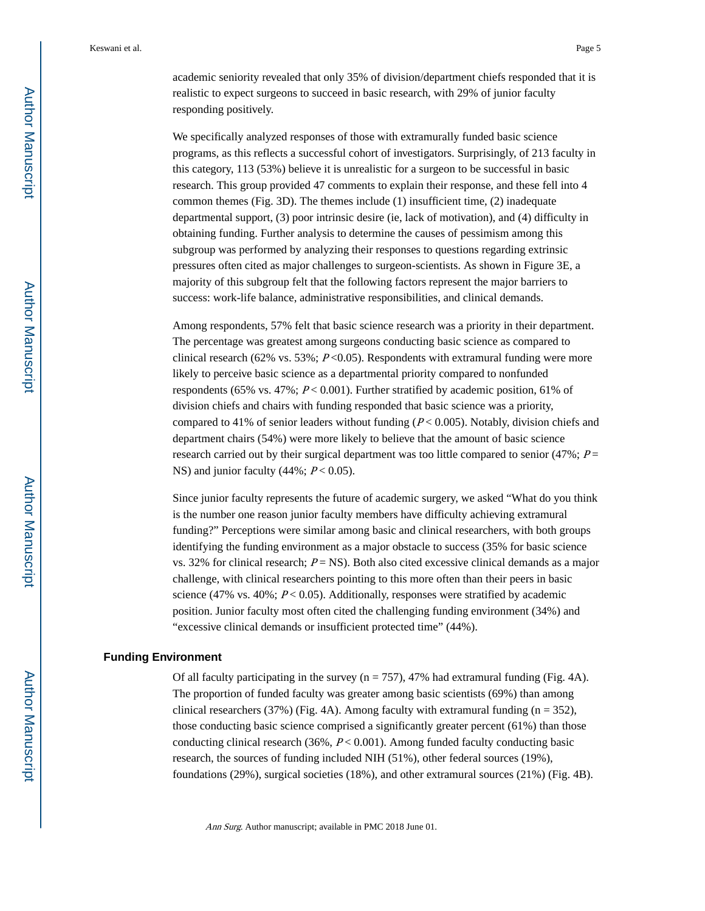academic seniority revealed that only 35% of division/department chiefs responded that it is realistic to expect surgeons to succeed in basic research, with 29% of junior faculty responding positively.

We specifically analyzed responses of those with extramurally funded basic science programs, as this reflects a successful cohort of investigators. Surprisingly, of 213 faculty in this category, 113 (53%) believe it is unrealistic for a surgeon to be successful in basic research. This group provided 47 comments to explain their response, and these fell into 4 common themes (Fig. 3D). The themes include (1) insufficient time, (2) inadequate departmental support, (3) poor intrinsic desire (ie, lack of motivation), and (4) difficulty in obtaining funding. Further analysis to determine the causes of pessimism among this subgroup was performed by analyzing their responses to questions regarding extrinsic pressures often cited as major challenges to surgeon-scientists. As shown in Figure 3E, a majority of this subgroup felt that the following factors represent the major barriers to success: work-life balance, administrative responsibilities, and clinical demands.

Among respondents, 57% felt that basic science research was a priority in their department. The percentage was greatest among surgeons conducting basic science as compared to clinical research (62% vs. 53%; $P < 0.05$). Respondents with extramural funding were more likely to perceive basic science as a departmental priority compared to nonfunded respondents (65% vs. 47%; $P < 0.001$). Further stratified by academic position, 61% of division chiefs and chairs with funding responded that basic science was a priority, compared to 41% of senior leaders without funding ($P < 0.005$). Notably, division chiefs and department chairs (54%) were more likely to believe that the amount of basic science research carried out by their surgical department was too little compared to senior (47%; $P =$ NS) and junior faculty (44%; $P < 0.05$).

Since junior faculty represents the future of academic surgery, we asked "What do you think is the number one reason junior faculty members have difficulty achieving extramural funding?" Perceptions were similar among basic and clinical researchers, with both groups identifying the funding environment as a major obstacle to success (35% for basic science vs. 32% for clinical research; $P =$ NS). Both also cited excessive clinical demands as a major challenge, with clinical researchers pointing to this more often than their peers in basic science (47% vs. 40%; $P < 0.05$). Additionally, responses were stratified by academic position. Junior faculty most often cited the challenging funding environment (34%) and "excessive clinical demands or insufficient protected time" (44%).

## Funding Environment

Of all faculty participating in the survey (n = 757), 47% had extramural funding (Fig. 4A). The proportion of funded faculty was greater among basic scientists (69%) than among clinical researchers (37%) (Fig. 4A). Among faculty with extramural funding (n = 352), those conducting basic science comprised a significantly greater percent (61%) than those conducting clinical research (36%, $P < 0.001$). Among funded faculty conducting basic research, the sources of funding included NIH (51%), other federal sources (19%), foundations (29%), surgical societies (18%), and other extramural sources (21%) (Fig. 4B).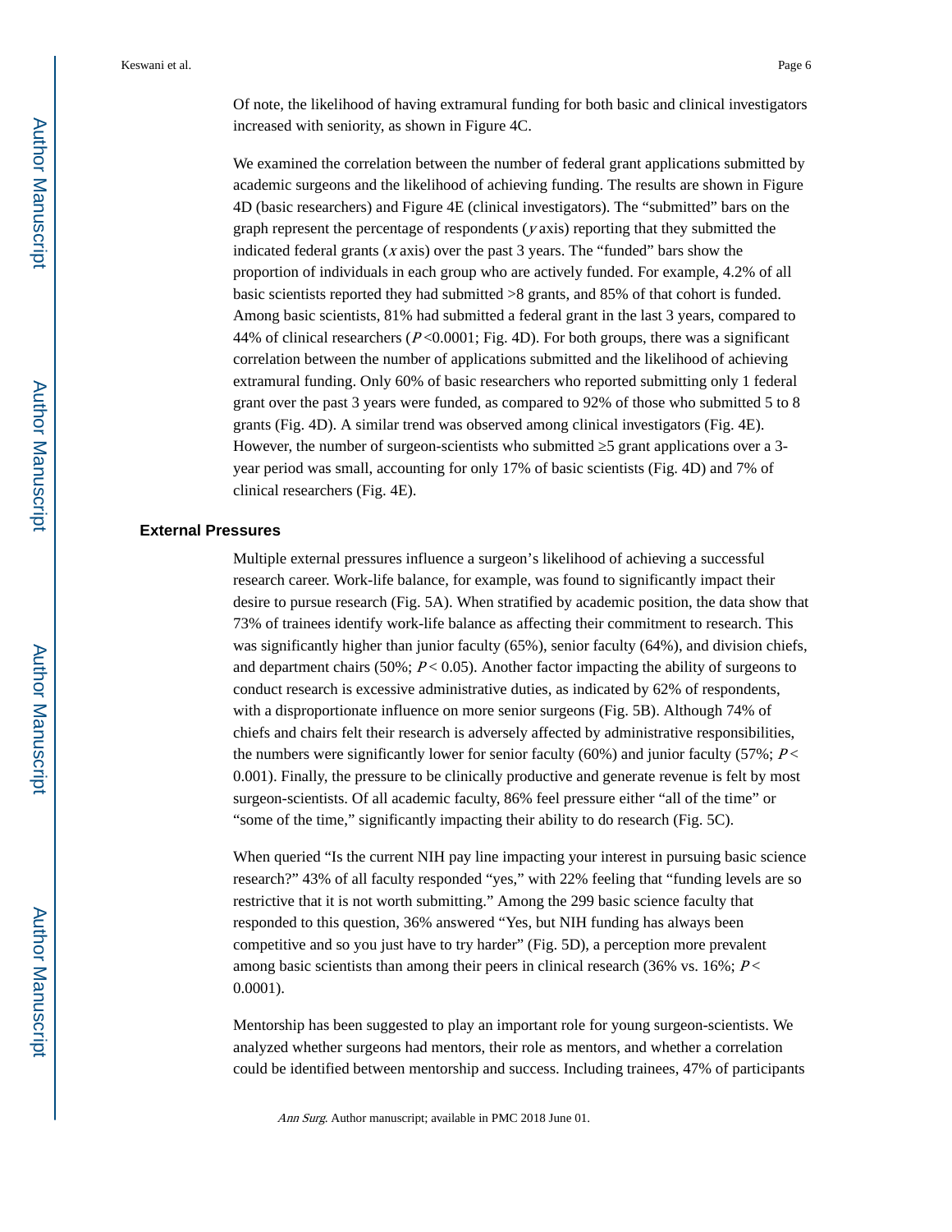Of note, the likelihood of having extramural funding for both basic and clinical investigators increased with seniority, as shown in Figure 4C.

We examined the correlation between the number of federal grant applications submitted by academic surgeons and the likelihood of achieving funding. The results are shown in Figure 4D (basic researchers) and Figure 4E (clinical investigators). The "submitted" bars on the graph represent the percentage of respondents (*y* axis) reporting that they submitted the indicated federal grants (*x* axis) over the past 3 years. The "funded" bars show the proportion of individuals in each group who are actively funded. For example, 4.2% of all basic scientists reported they had submitted >8 grants, and 85% of that cohort is funded. Among basic scientists, 81% had submitted a federal grant in the last 3 years, compared to 44% of clinical researchers ($P < 0.0001$; Fig. 4D). For both groups, there was a significant correlation between the number of applications submitted and the likelihood of achieving extramural funding. Only 60% of basic researchers who reported submitting only 1 federal grant over the past 3 years were funded, as compared to 92% of those who submitted 5 to 8 grants (Fig. 4D). A similar trend was observed among clinical investigators (Fig. 4E). However, the number of surgeon-scientists who submitted ≥5 grant applications over a 3-year period was small, accounting for only 17% of basic scientists (Fig. 4D) and 7% of clinical researchers (Fig. 4E).

## External Pressures

Multiple external pressures influence a surgeon's likelihood of achieving a successful research career. Work-life balance, for example, was found to significantly impact their desire to pursue research (Fig. 5A). When stratified by academic position, the data show that 73% of trainees identify work-life balance as affecting their commitment to research. This was significantly higher than junior faculty (65%), senior faculty (64%), and division chiefs, and department chairs (50%; $P < 0.05$). Another factor impacting the ability of surgeons to conduct research is excessive administrative duties, as indicated by 62% of respondents, with a disproportionate influence on more senior surgeons (Fig. 5B). Although 74% of chiefs and chairs felt their research is adversely affected by administrative responsibilities, the numbers were significantly lower for senior faculty (60%) and junior faculty (57%; $P < 0.001$). Finally, the pressure to be clinically productive and generate revenue is felt by most surgeon-scientists. Of all academic faculty, 86% feel pressure either "all of the time" or "some of the time," significantly impacting their ability to do research (Fig. 5C).

When queried "Is the current NIH pay line impacting your interest in pursuing basic science research?" 43% of all faculty responded "yes," with 22% feeling that "funding levels are so restrictive that it is not worth submitting." Among the 299 basic science faculty that responded to this question, 36% answered "Yes, but NIH funding has always been competitive and so you just have to try harder" (Fig. 5D), a perception more prevalent among basic scientists than among their peers in clinical research (36% vs. 16%; $P < 0.0001$).

Mentorship has been suggested to play an important role for young surgeon-scientists. We analyzed whether surgeons had mentors, their role as mentors, and whether a correlation could be identified between mentorship and success. Including trainees, 47% of participants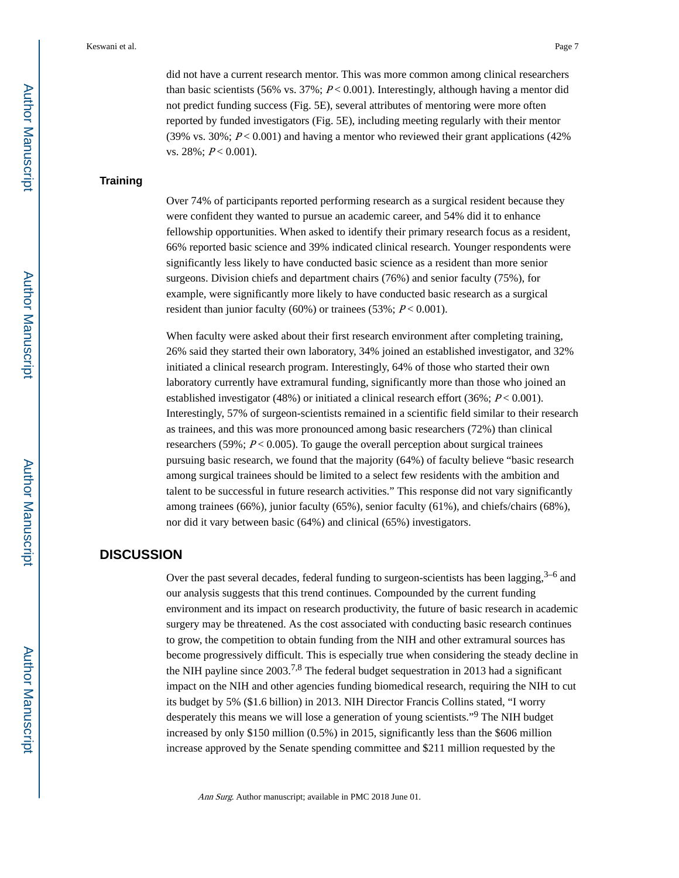did not have a current research mentor. This was more common among clinical researchers than basic scientists (56% vs. 37%; $P < 0.001$). Interestingly, although having a mentor did not predict funding success (Fig. 5E), several attributes of mentoring were more often reported by funded investigators (Fig. 5E), including meeting regularly with their mentor (39% vs. 30%; $P < 0.001$) and having a mentor who reviewed their grant applications (42% vs. 28%; $P < 0.001$).

### Training

Over 74% of participants reported performing research as a surgical resident because they were confident they wanted to pursue an academic career, and 54% did it to enhance fellowship opportunities. When asked to identify their primary research focus as a resident, 66% reported basic science and 39% indicated clinical research. Younger respondents were significantly less likely to have conducted basic science as a resident than more senior surgeons. Division chiefs and department chairs (76%) and senior faculty (75%), for example, were significantly more likely to have conducted basic research as a surgical resident than junior faculty (60%) or trainees (53%; $P < 0.001$).

When faculty were asked about their first research environment after completing training, 26% said they started their own laboratory, 34% joined an established investigator, and 32% initiated a clinical research program. Interestingly, 64% of those who started their own laboratory currently have extramural funding, significantly more than those who joined an established investigator (48%) or initiated a clinical research effort (36%; $P < 0.001$). Interestingly, 57% of surgeon-scientists remained in a scientific field similar to their research as trainees, and this was more pronounced among basic researchers (72%) than clinical researchers (59%; $P < 0.005$). To gauge the overall perception about surgical trainees pursuing basic research, we found that the majority (64%) of faculty believe "basic research among surgical trainees should be limited to a select few residents with the ambition and talent to be successful in future research activities." This response did not vary significantly among trainees (66%), junior faculty (65%), senior faculty (61%), and chiefs/chairs (68%), nor did it vary between basic (64%) and clinical (65%) investigators.

## DISCUSSION

Over the past several decades, federal funding to surgeon-scientists has been lagging,[3–6] and our analysis suggests that this trend continues. Compounded by the current funding environment and its impact on research productivity, the future of basic research in academic surgery may be threatened. As the cost associated with conducting basic research continues to grow, the competition to obtain funding from the NIH and other extramural sources has become progressively difficult. This is especially true when considering the steady decline in the NIH payline since 2003.[7,8] The federal budget sequestration in 2013 had a significant impact on the NIH and other agencies funding biomedical research, requiring the NIH to cut its budget by 5% ($1.6 billion) in 2013. NIH Director Francis Collins stated, "I worry desperately this means we will lose a generation of young scientists."[9] The NIH budget increased by only $150 million (0.5%) in 2015, significantly less than the $606 million increase approved by the Senate spending committee and $211 million requested by the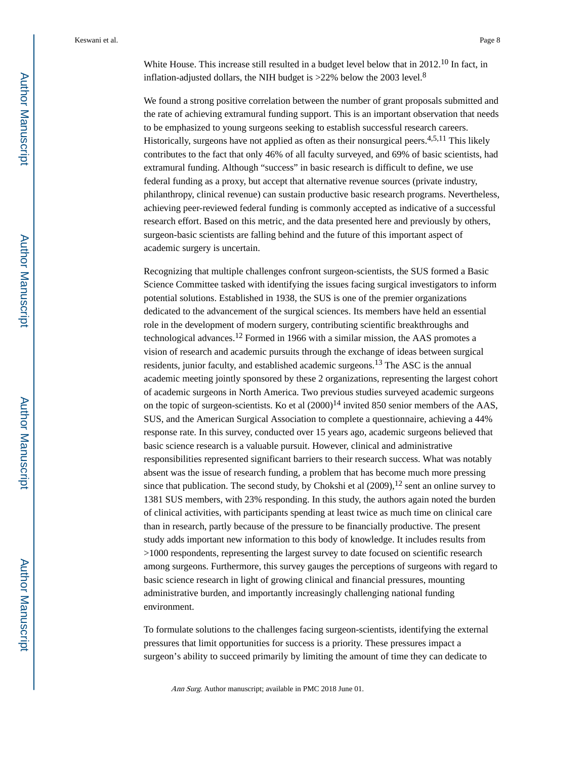White House. This increase still resulted in a budget level below that in 2012.[10] In fact, in inflation-adjusted dollars, the NIH budget is >22% below the 2003 level.[8]

We found a strong positive correlation between the number of grant proposals submitted and the rate of achieving extramural funding support. This is an important observation that needs to be emphasized to young surgeons seeking to establish successful research careers. Historically, surgeons have not applied as often as their nonsurgical peers.[4,5,11] This likely contributes to the fact that only 46% of all faculty surveyed, and 69% of basic scientists, had extramural funding. Although "success" in basic research is difficult to define, we use federal funding as a proxy, but accept that alternative revenue sources (private industry, philanthropy, clinical revenue) can sustain productive basic research programs. Nevertheless, achieving peer-reviewed federal funding is commonly accepted as indicative of a successful research effort. Based on this metric, and the data presented here and previously by others, surgeon-basic scientists are falling behind and the future of this important aspect of academic surgery is uncertain.

Recognizing that multiple challenges confront surgeon-scientists, the SUS formed a Basic Science Committee tasked with identifying the issues facing surgical investigators to inform potential solutions. Established in 1938, the SUS is one of the premier organizations dedicated to the advancement of the surgical sciences. Its members have held an essential role in the development of modern surgery, contributing scientific breakthroughs and technological advances.[12] Formed in 1966 with a similar mission, the AAS promotes a vision of research and academic pursuits through the exchange of ideas between surgical residents, junior faculty, and established academic surgeons.[13] The ASC is the annual academic meeting jointly sponsored by these 2 organizations, representing the largest cohort of academic surgeons in North America. Two previous studies surveyed academic surgeons on the topic of surgeon-scientists. Ko et al (2000)[14] invited 850 senior members of the AAS, SUS, and the American Surgical Association to complete a questionnaire, achieving a 44% response rate. In this survey, conducted over 15 years ago, academic surgeons believed that basic science research is a valuable pursuit. However, clinical and administrative responsibilities represented significant barriers to their research success. What was notably absent was the issue of research funding, a problem that has become much more pressing since that publication. The second study, by Chokshi et al (2009),[12] sent an online survey to 1381 SUS members, with 23% responding. In this study, the authors again noted the burden of clinical activities, with participants spending at least twice as much time on clinical care than in research, partly because of the pressure to be financially productive. The present study adds important new information to this body of knowledge. It includes results from >1000 respondents, representing the largest survey to date focused on scientific research among surgeons. Furthermore, this survey gauges the perceptions of surgeons with regard to basic science research in light of growing clinical and financial pressures, mounting administrative burden, and importantly increasingly challenging national funding environment.

To formulate solutions to the challenges facing surgeon-scientists, identifying the external pressures that limit opportunities for success is a priority. These pressures impact a surgeon's ability to succeed primarily by limiting the amount of time they can dedicate to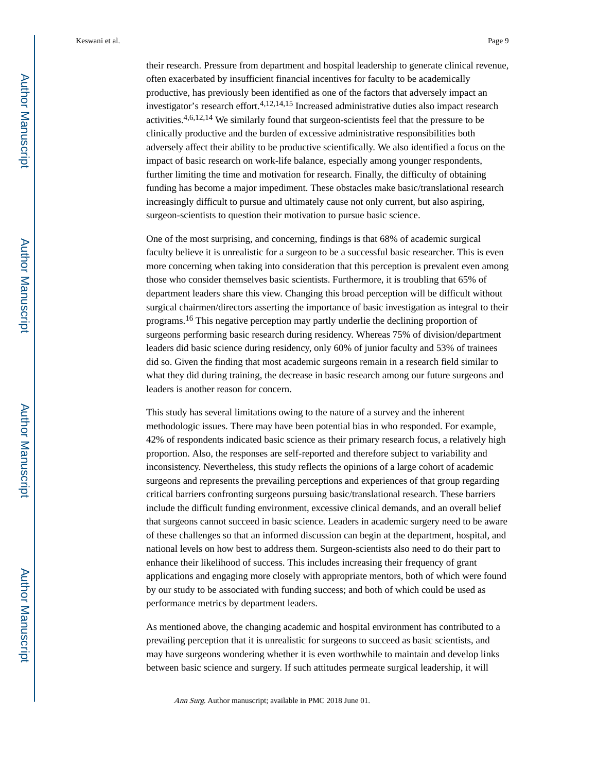their research. Pressure from department and hospital leadership to generate clinical revenue, often exacerbated by insufficient financial incentives for faculty to be academically productive, has previously been identified as one of the factors that adversely impact an investigator's research effort.[4,12,14,15] Increased administrative duties also impact research activities.[4,6,12,14] We similarly found that surgeon-scientists feel that the pressure to be clinically productive and the burden of excessive administrative responsibilities both adversely affect their ability to be productive scientifically. We also identified a focus on the impact of basic research on work-life balance, especially among younger respondents, further limiting the time and motivation for research. Finally, the difficulty of obtaining funding has become a major impediment. These obstacles make basic/translational research increasingly difficult to pursue and ultimately cause not only current, but also aspiring, surgeon-scientists to question their motivation to pursue basic science.

One of the most surprising, and concerning, findings is that 68% of academic surgical faculty believe it is unrealistic for a surgeon to be a successful basic researcher. This is even more concerning when taking into consideration that this perception is prevalent even among those who consider themselves basic scientists. Furthermore, it is troubling that 65% of department leaders share this view. Changing this broad perception will be difficult without surgical chairmen/directors asserting the importance of basic investigation as integral to their programs.[16] This negative perception may partly underlie the declining proportion of surgeons performing basic research during residency. Whereas 75% of division/department leaders did basic science during residency, only 60% of junior faculty and 53% of trainees did so. Given the finding that most academic surgeons remain in a research field similar to what they did during training, the decrease in basic research among our future surgeons and leaders is another reason for concern.

This study has several limitations owing to the nature of a survey and the inherent methodologic issues. There may have been potential bias in who responded. For example, 42% of respondents indicated basic science as their primary research focus, a relatively high proportion. Also, the responses are self-reported and therefore subject to variability and inconsistency. Nevertheless, this study reflects the opinions of a large cohort of academic surgeons and represents the prevailing perceptions and experiences of that group regarding critical barriers confronting surgeons pursuing basic/translational research. These barriers include the difficult funding environment, excessive clinical demands, and an overall belief that surgeons cannot succeed in basic science. Leaders in academic surgery need to be aware of these challenges so that an informed discussion can begin at the department, hospital, and national levels on how best to address them. Surgeon-scientists also need to do their part to enhance their likelihood of success. This includes increasing their frequency of grant applications and engaging more closely with appropriate mentors, both of which were found by our study to be associated with funding success; and both of which could be used as performance metrics by department leaders.

As mentioned above, the changing academic and hospital environment has contributed to a prevailing perception that it is unrealistic for surgeons to succeed as basic scientists, and may have surgeons wondering whether it is even worthwhile to maintain and develop links between basic science and surgery. If such attitudes permeate surgical leadership, it will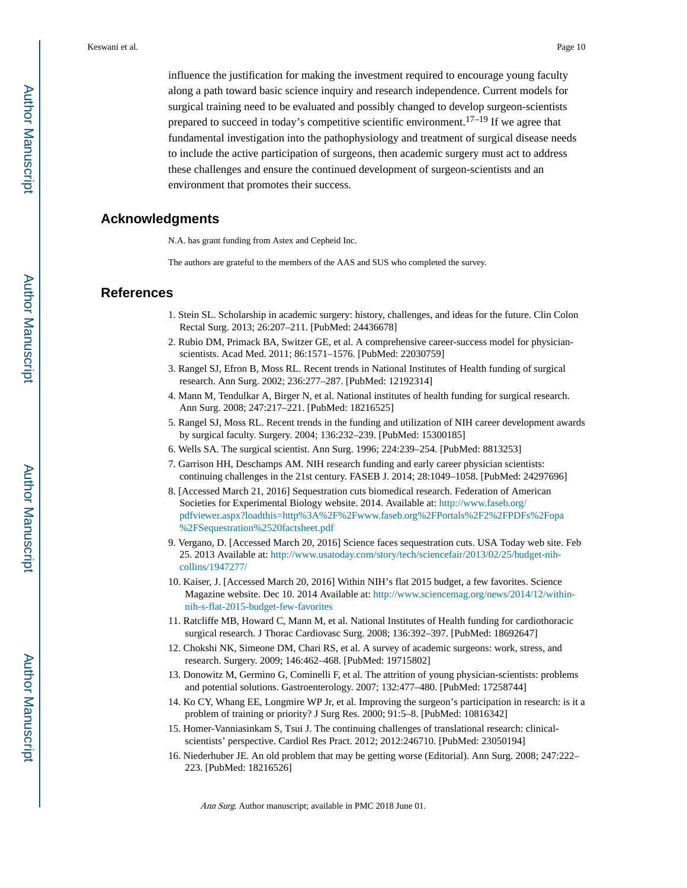influence the justification for making the investment required to encourage young faculty along a path toward basic science inquiry and research independence. Current models for surgical training need to be evaluated and possibly changed to develop surgeon-scientists prepared to succeed in today's competitive scientific environment.[17–19] If we agree that fundamental investigation into the pathophysiology and treatment of surgical disease needs to include the active participation of surgeons, then academic surgery must act to address these challenges and ensure the continued development of surgeon-scientists and an environment that promotes their success.

## Acknowledgments

N.A. has grant funding from Astex and Cepheid Inc.

The authors are grateful to the members of the AAS and SUS who completed the survey.

## References

1. Stein SL. Scholarship in academic surgery: history, challenges, and ideas for the future. Clin Colon Rectal Surg. 2013; 26:207–211. [PubMed: 24436678]
2. Rubio DM, Primack BA, Switzer GE, et al. A comprehensive career-success model for physician-scientists. Acad Med. 2011; 86:1571–1576. [PubMed: 22030759]
3. Rangel SJ, Efron B, Moss RL. Recent trends in National Institutes of Health funding of surgical research. Ann Surg. 2002; 236:277–287. [PubMed: 12192314]
4. Mann M, Tendulkar A, Birger N, et al. National institutes of health funding for surgical research. Ann Surg. 2008; 247:217–221. [PubMed: 18216525]
5. Rangel SJ, Moss RL. Recent trends in the funding and utilization of NIH career development awards by surgical faculty. Surgery. 2004; 136:232–239. [PubMed: 15300185]
6. Wells SA. The surgical scientist. Ann Surg. 1996; 224:239–254. [PubMed: 8813253]
7. Garrison HH, Deschamps AM. NIH research funding and early career physician scientists: continuing challenges in the 21st century. FASEB J. 2014; 28:1049–1058. [PubMed: 24297696]
8. [Accessed March 21, 2016] Sequestration cuts biomedical research. Federation of American Societies for Experimental Biology website. 2014. Available at: http://www.faseb.org/pdfviewer.aspx?loadthis=http%3A%2F%2Fwww.faseb.org%2FPortals%2F2%2FPDFs%2Fopa%2FSequestration%2520factsheet.pdf
9. Vergano, D. [Accessed March 20, 2016] Science faces sequestration cuts. USA Today web site. Feb 25. 2013 Available at: http://www.usatoday.com/story/tech/sciencefair/2013/02/25/budget-nih-collins/1947277/
10. Kaiser, J. [Accessed March 20, 2016] Within NIH's flat 2015 budget, a few favorites. Science Magazine website. Dec 10. 2014 Available at: http://www.sciencemag.org/news/2014/12/within-nih-s-flat-2015-budget-few-favorites
11. Ratcliffe MB, Howard C, Mann M, et al. National Institutes of Health funding for cardiothoracic surgical research. J Thorac Cardiovasc Surg. 2008; 136:392–397. [PubMed: 18692647]
12. Chokshi NK, Simeone DM, Chari RS, et al. A survey of academic surgeons: work, stress, and research. Surgery. 2009; 146:462–468. [PubMed: 19715802]
13. Donowitz M, Germino G, Cominelli F, et al. The attrition of young physician-scientists: problems and potential solutions. Gastroenterology. 2007; 132:477–480. [PubMed: 17258744]
14. Ko CY, Whang EE, Longmire WP Jr, et al. Improving the surgeon's participation in research: is it a problem of training or priority? J Surg Res. 2000; 91:5–8. [PubMed: 10816342]
15. Homer-Vanniasinkam S, Tsui J. The continuing challenges of translational research: clinical-scientists' perspective. Cardiol Res Pract. 2012; 2012:246710. [PubMed: 23050194]
16. Niederhuber JE. An old problem that may be getting worse (Editorial). Ann Surg. 2008; 247:222–223. [PubMed: 18216526]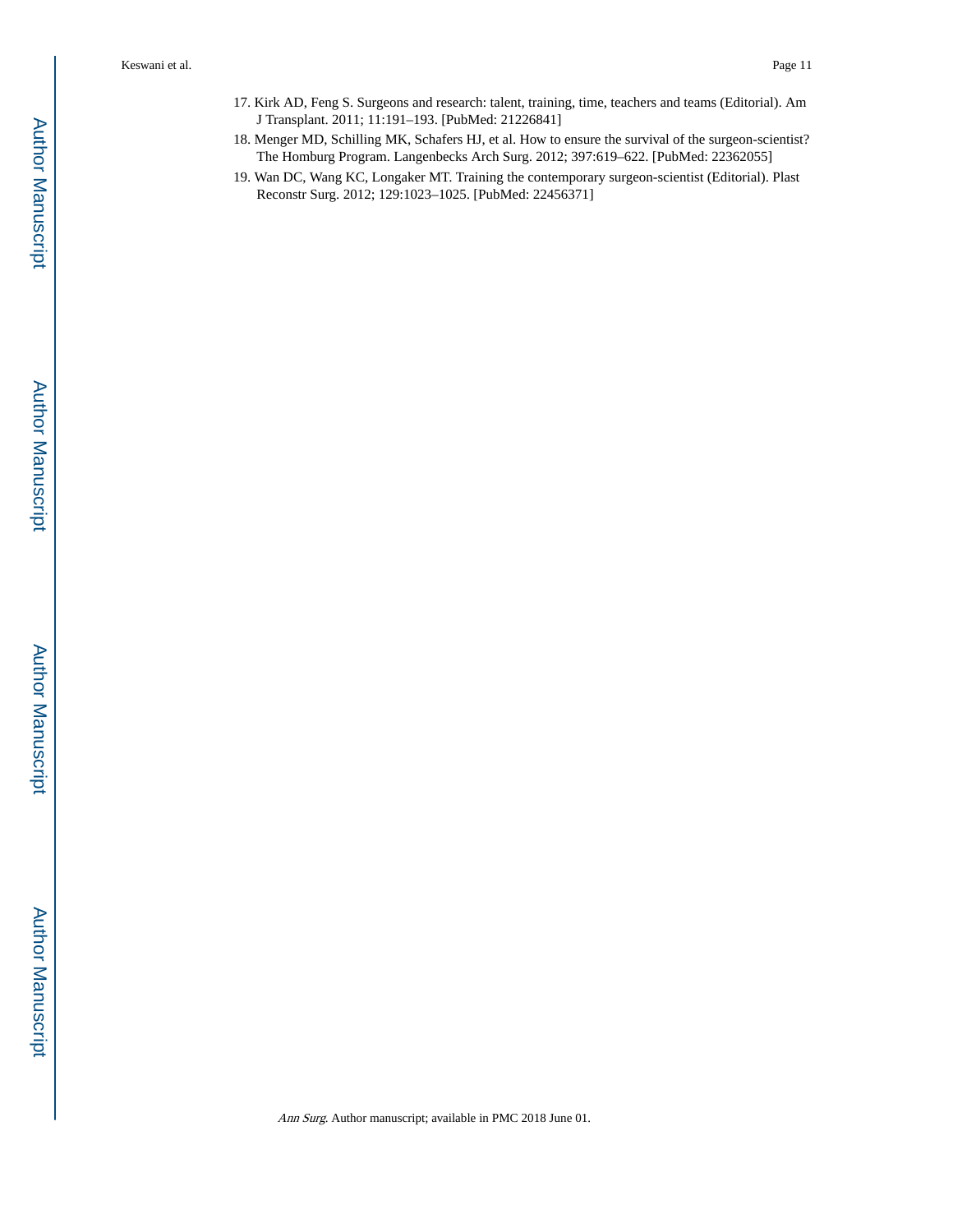17. Kirk AD, Feng S. Surgeons and research: talent, training, time, teachers and teams (Editorial). Am J Transplant. 2011; 11:191–193. [PubMed: 21226841]
18. Menger MD, Schilling MK, Schafers HJ, et al. How to ensure the survival of the surgeon-scientist? The Homburg Program. Langenbecks Arch Surg. 2012; 397:619–622. [PubMed: 22362055]
19. Wan DC, Wang KC, Longaker MT. Training the contemporary surgeon-scientist (Editorial). Plast Reconstr Surg. 2012; 129:1023–1025. [PubMed: 22456371]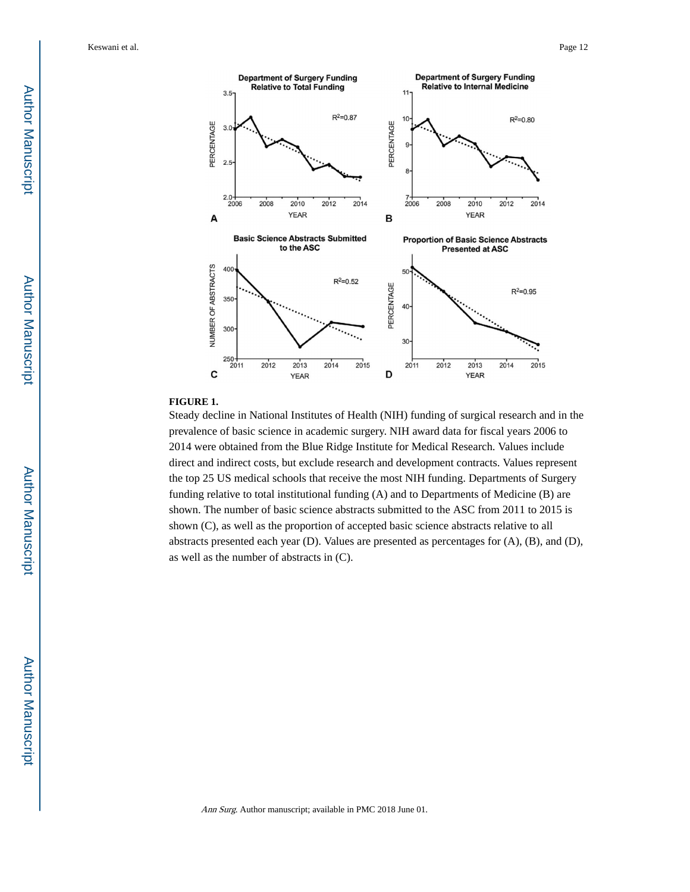**FIGURE 1.**

Steady decline in National Institutes of Health (NIH) funding of surgical research and in the prevalence of basic science in academic surgery. NIH award data for fiscal years 2006 to 2014 were obtained from the Blue Ridge Institute for Medical Research. Values include direct and indirect costs, but exclude research and development contracts. Values represent the top 25 US medical schools that receive the most NIH funding. Departments of Surgery funding relative to total institutional funding (A) and to Departments of Medicine (B) are shown. The number of basic science abstracts submitted to the ASC from 2011 to 2015 is shown (C), as well as the proportion of accepted basic science abstracts relative to all abstracts presented each year (D). Values are presented as percentages for (A), (B), and (D), as well as the number of abstracts in (C).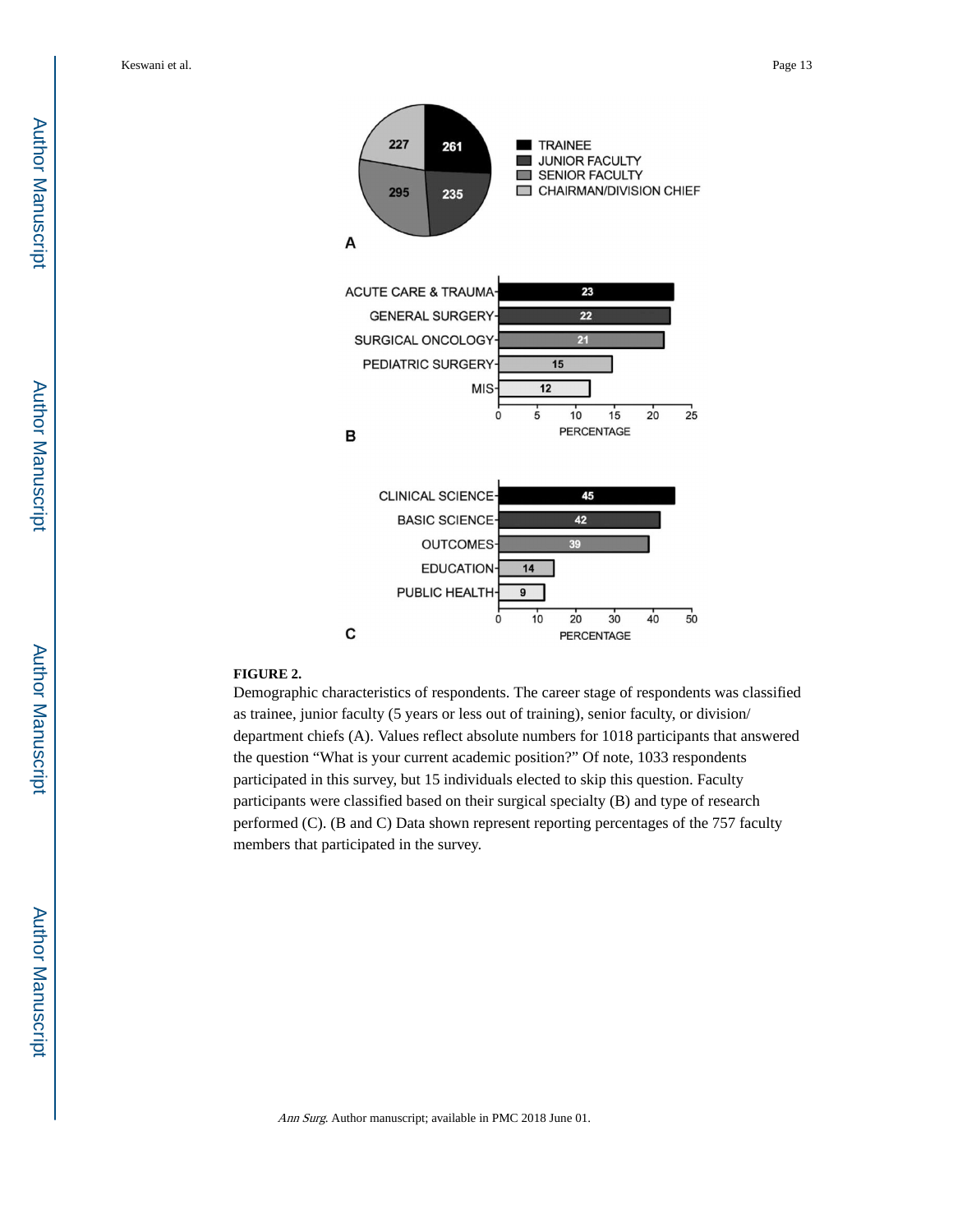**FIGURE 2.**

Demographic characteristics of respondents. The career stage of respondents was classified as trainee, junior faculty (5 years or less out of training), senior faculty, or division/department chiefs (A). Values reflect absolute numbers for 1018 participants that answered the question "What is your current academic position?" Of note, 1033 respondents participated in this survey, but 15 individuals elected to skip this question. Faculty participants were classified based on their surgical specialty (B) and type of research performed (C). (B and C) Data shown represent reporting percentages of the 757 faculty members that participated in the survey.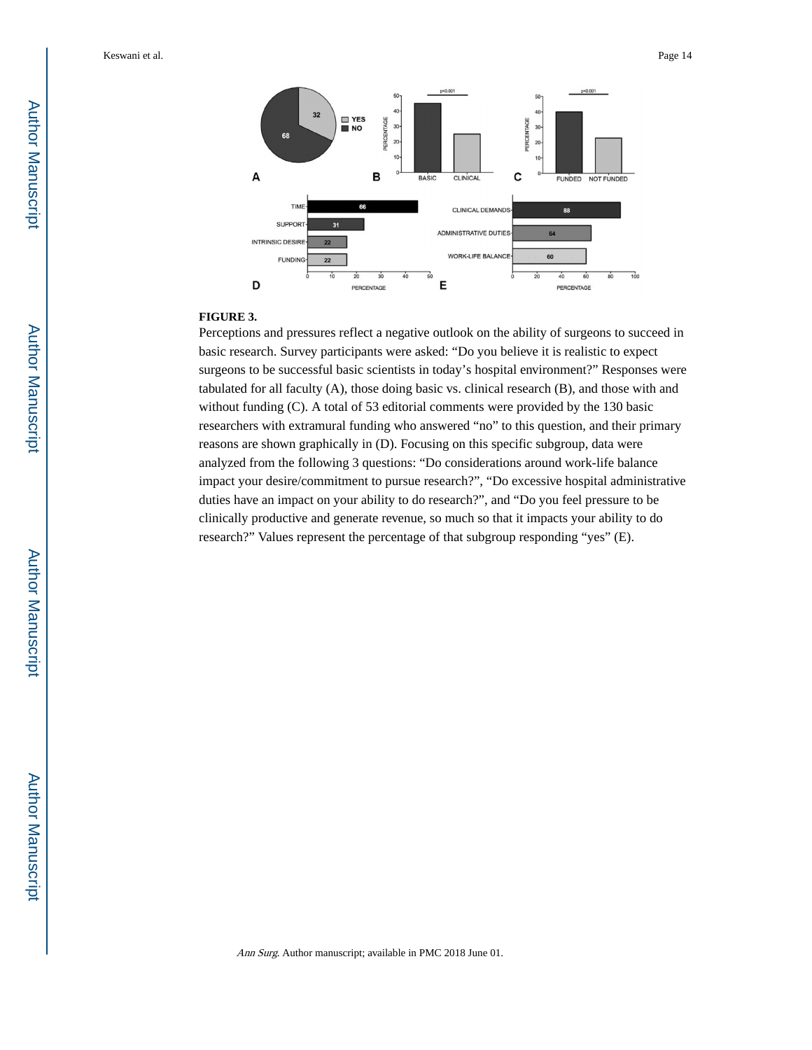**FIGURE 3.**

Perceptions and pressures reflect a negative outlook on the ability of surgeons to succeed in basic research. Survey participants were asked: "Do you believe it is realistic to expect surgeons to be successful basic scientists in today's hospital environment?" Responses were tabulated for all faculty (A), those doing basic vs. clinical research (B), and those with and without funding (C). A total of 53 editorial comments were provided by the 130 basic researchers with extramural funding who answered "no" to this question, and their primary reasons are shown graphically in (D). Focusing on this specific subgroup, data were analyzed from the following 3 questions: "Do considerations around work-life balance impact your desire/commitment to pursue research?", "Do excessive hospital administrative duties have an impact on your ability to do research?", and "Do you feel pressure to be clinically productive and generate revenue, so much so that it impacts your ability to do research?" Values represent the percentage of that subgroup responding "yes" (E).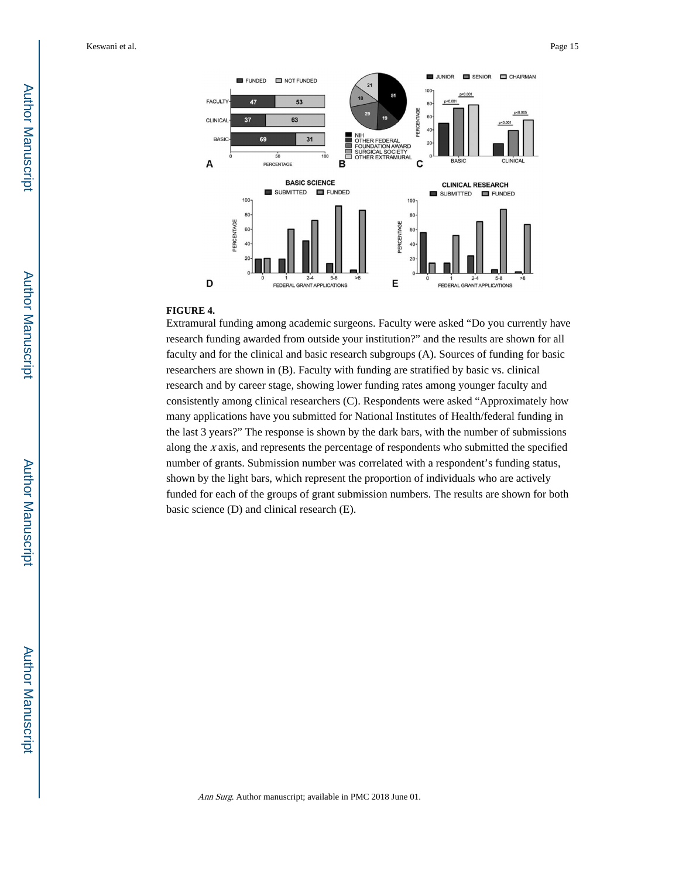**FIGURE 4.**

Extramural funding among academic surgeons. Faculty were asked “Do you currently have research funding awarded from outside your institution?” and the results are shown for all faculty and for the clinical and basic research subgroups (A). Sources of funding for basic researchers are shown in (B). Faculty with funding are stratified by basic vs. clinical research and by career stage, showing lower funding rates among younger faculty and consistently among clinical researchers (C). Respondents were asked “Approximately how many applications have you submitted for National Institutes of Health/federal funding in the last 3 years?” The response is shown by the dark bars, with the number of submissions along the *x* axis, and represents the percentage of respondents who submitted the specified number of grants. Submission number was correlated with a respondent’s funding status, shown by the light bars, which represent the proportion of individuals who are actively funded for each of the groups of grant submission numbers. The results are shown for both basic science (D) and clinical research (E).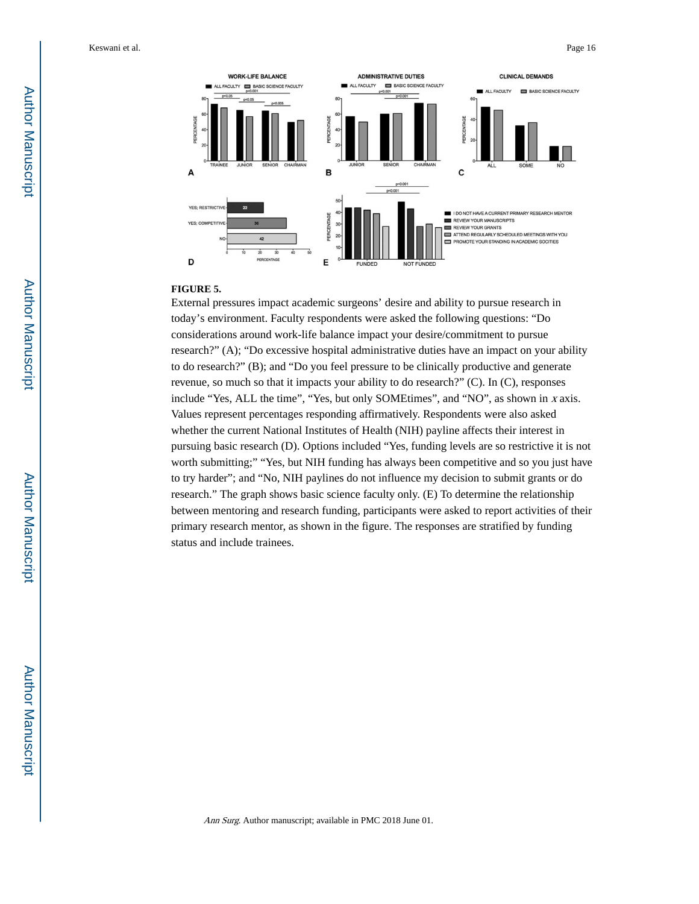WORK-LIFE BALANCE

ALL FACULTY  BASIC SCIENCE FACULTY

p<0.001  p<0.05  p<0.05  p<0.005

PERCENTAGE

0 20 40 60 80

TRAINEE  JUNIOR  SENIOR  CHAIRMAN

A

ADMINISTRATIVE DUTIES

ALL FACULTY  BASIC SCIENCE FACULTY

p<0.001  p<0.001

PERCENTAGE

0 20 40 60 80

JUNIOR  SENIOR  CHAIRMAN

B

CLINICAL DEMANDS

ALL FACULTY  BASIC SCIENCE FACULTY

PERCENTAGE

0 20 40 60

ALL  SOME  NO

C

YES; RESTRICTIVE  22

YES; COMPETITIVE  36

NO  42

0 10 20 30 40 50

PERCENTAGE

D

p=0.001  p<0.001

PERCENTAGE

0 10 20 30 40 50

FUNDED  NOT FUNDED

I DO NOT HAVE A CURRENT PRIMARY RESEARCH MENTOR

REVIEW YOUR MANUSCRIPTS

REVIEW YOUR GRANTS

ATTEND REGULARLY SCHEDULED MEETINGS WITH YOU

PROMOTE YOUR STANDING IN ACADEMIC SOCITIES

E

**FIGURE 5.**

External pressures impact academic surgeons' desire and ability to pursue research in today's environment. Faculty respondents were asked the following questions: "Do considerations around work-life balance impact your desire/commitment to pursue research?" (A); "Do excessive hospital administrative duties have an impact on your ability to do research?" (B); and "Do you feel pressure to be clinically productive and generate revenue, so much so that it impacts your ability to do research?" (C). In (C), responses include "Yes, ALL the time", "Yes, but only SOMEtimes", and "NO", as shown in *x* axis. Values represent percentages responding affirmatively. Respondents were also asked whether the current National Institutes of Health (NIH) payline affects their interest in pursuing basic research (D). Options included "Yes, funding levels are so restrictive it is not worth submitting;" "Yes, but NIH funding has always been competitive and so you just have to try harder"; and "No, NIH paylines do not influence my decision to submit grants or do research." The graph shows basic science faculty only. (E) To determine the relationship between mentoring and research funding, participants were asked to report activities of their primary research mentor, as shown in the figure. The responses are stratified by funding status and include trainees.